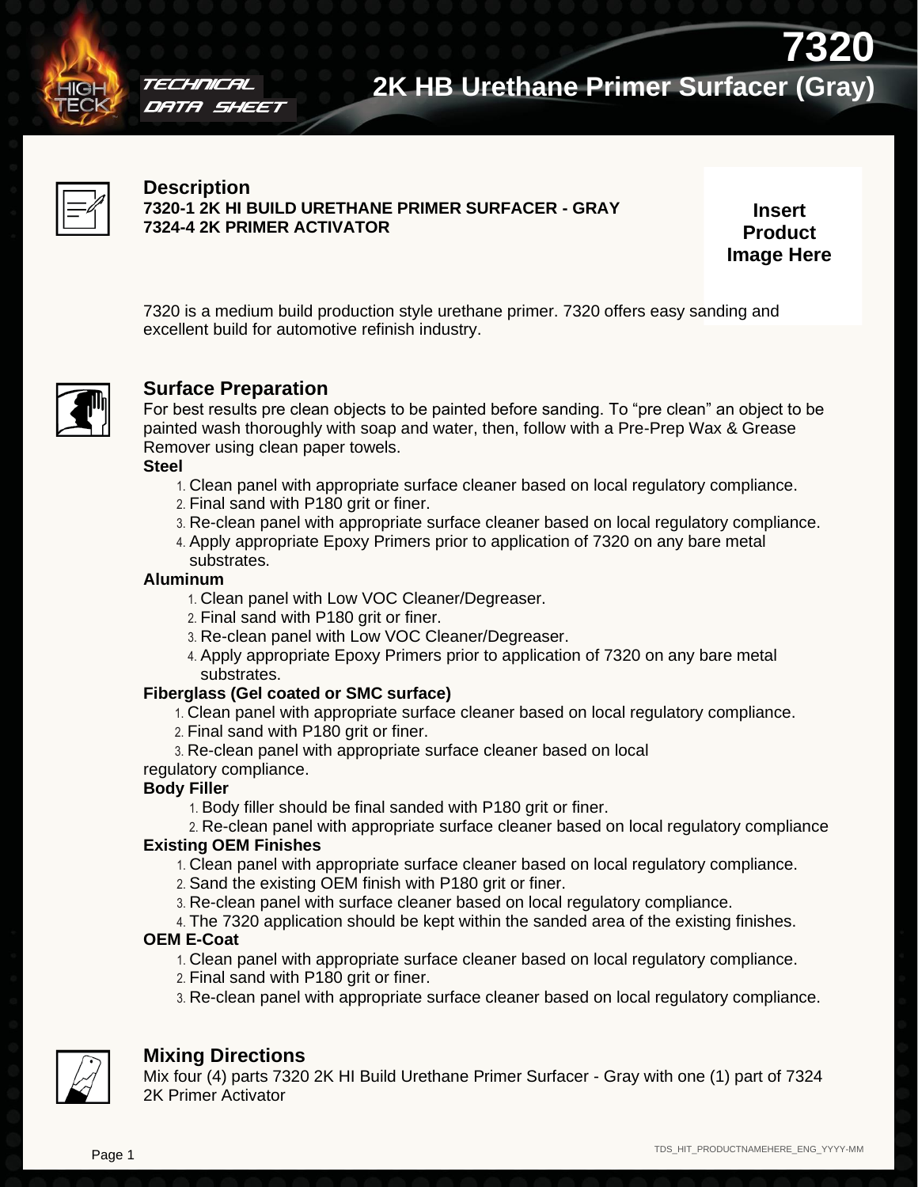# 7320

## 2K HB Urethane Primer Surfacer (Gray)

TECHNICAL DATA SHEET

## Description

**7320-1 2K HI BUILD URETHANE PRIMER SURFACER - GRAY**
**7324-4 2K PRIMER ACTIVATOR**

**Insert Product Image Here**

7320 is a medium build production style urethane primer. 7320 offers easy sanding and excellent build for automotive refinish industry.

## Surface Preparation

For best results pre clean objects to be painted before sanding. To "pre clean" an object to be painted wash thoroughly with soap and water, then, follow with a Pre-Prep Wax & Grease Remover using clean paper towels.

**Steel**

1. Clean panel with appropriate surface cleaner based on local regulatory compliance.
2. Final sand with P180 grit or finer.
3. Re-clean panel with appropriate surface cleaner based on local regulatory compliance.
4. Apply appropriate Epoxy Primers prior to application of 7320 on any bare metal substrates.

**Aluminum**

1. Clean panel with Low VOC Cleaner/Degreaser.
2. Final sand with P180 grit or finer.
3. Re-clean panel with Low VOC Cleaner/Degreaser.
4. Apply appropriate Epoxy Primers prior to application of 7320 on any bare metal substrates.

**Fiberglass (Gel coated or SMC surface)**

1. Clean panel with appropriate surface cleaner based on local regulatory compliance.
2. Final sand with P180 grit or finer.
3. Re-clean panel with appropriate surface cleaner based on local regulatory compliance.

**Body Filler**

1. Body filler should be final sanded with P180 grit or finer.
2. Re-clean panel with appropriate surface cleaner based on local regulatory compliance

**Existing OEM Finishes**

1. Clean panel with appropriate surface cleaner based on local regulatory compliance.
2. Sand the existing OEM finish with P180 grit or finer.
3. Re-clean panel with surface cleaner based on local regulatory compliance.
4. The 7320 application should be kept within the sanded area of the existing finishes.

**OEM E-Coat**

1. Clean panel with appropriate surface cleaner based on local regulatory compliance.
2. Final sand with P180 grit or finer.
3. Re-clean panel with appropriate surface cleaner based on local regulatory compliance.

## Mixing Directions

Mix four (4) parts 7320 2K HI Build Urethane Primer Surfacer - Gray with one (1) part of 7324 2K Primer Activator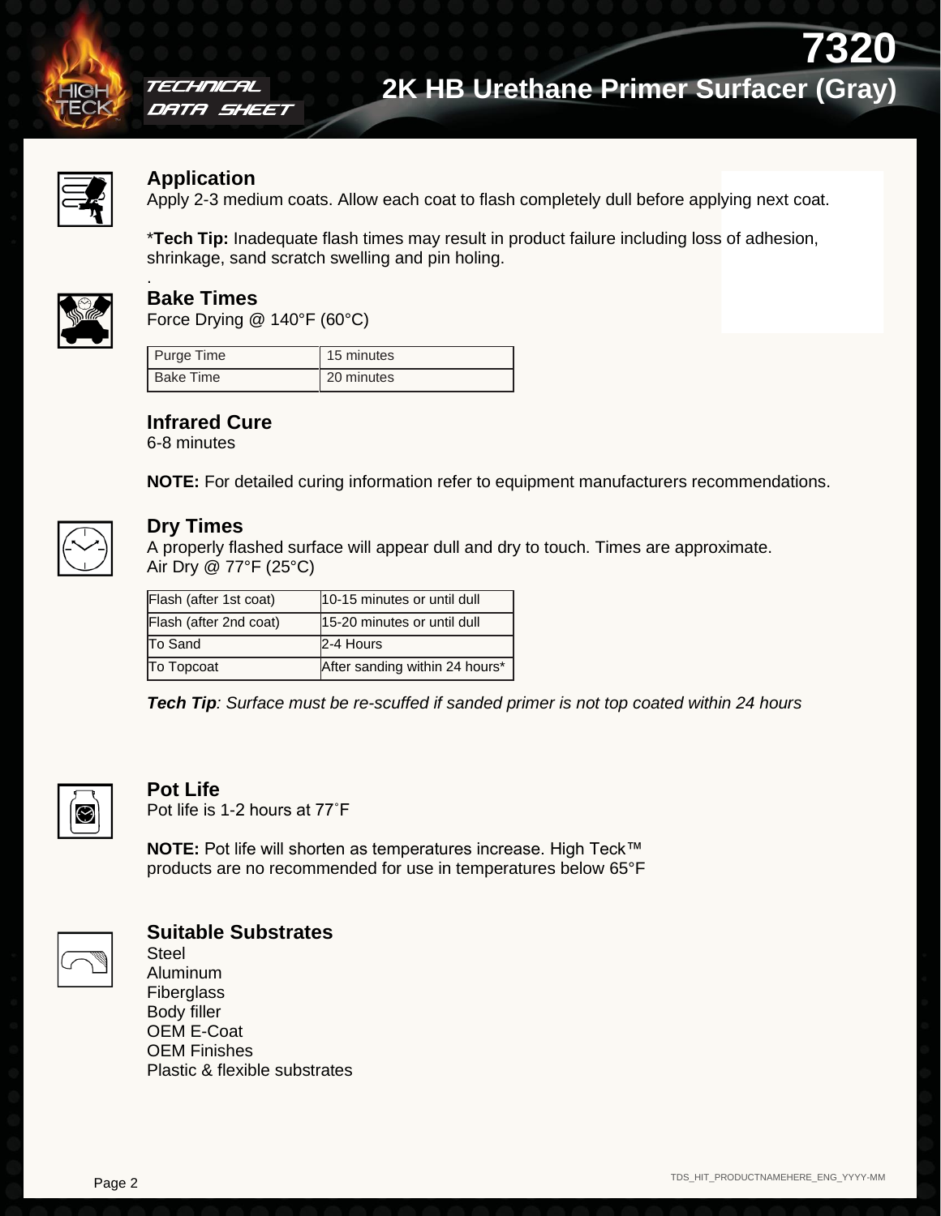# 7320

# 2K HB Urethane Primer Surfacer (Gray)

## Application

Apply 2-3 medium coats. Allow each coat to flash completely dull before applying next coat.

\***Tech Tip:** Inadequate flash times may result in product failure including loss of adhesion, shrinkage, sand scratch swelling and pin holing.

.

## Bake Times

Force Drying @ 140°F (60°C)

| Purge Time | 15 minutes |
|---|---|
| Bake Time | 20 minutes |

## Infrared Cure

6-8 minutes

**NOTE:** For detailed curing information refer to equipment manufacturers recommendations.

## Dry Times

A properly flashed surface will appear dull and dry to touch. Times are approximate.
Air Dry @ 77°F (25°C)

| Flash (after 1st coat) | 10-15 minutes or until dull |
|---|---|
| Flash (after 2nd coat) | 15-20 minutes or until dull |
| To Sand | 2-4 Hours |
| To Topcoat | After sanding within 24 hours* |

***Tech Tip**: Surface must be re-scuffed if sanded primer is not top coated within 24 hours*

## Pot Life

Pot life is 1-2 hours at 77˚F

**NOTE:** Pot life will shorten as temperatures increase. High Teck™ products are no recommended for use in temperatures below 65°F

## Suitable Substrates

Steel
Aluminum
Fiberglass
Body filler
OEM E-Coat
OEM Finishes
Plastic & flexible substrates

TDS_HIT_PRODUCTNAMEHERE_ENG_YYYY-MM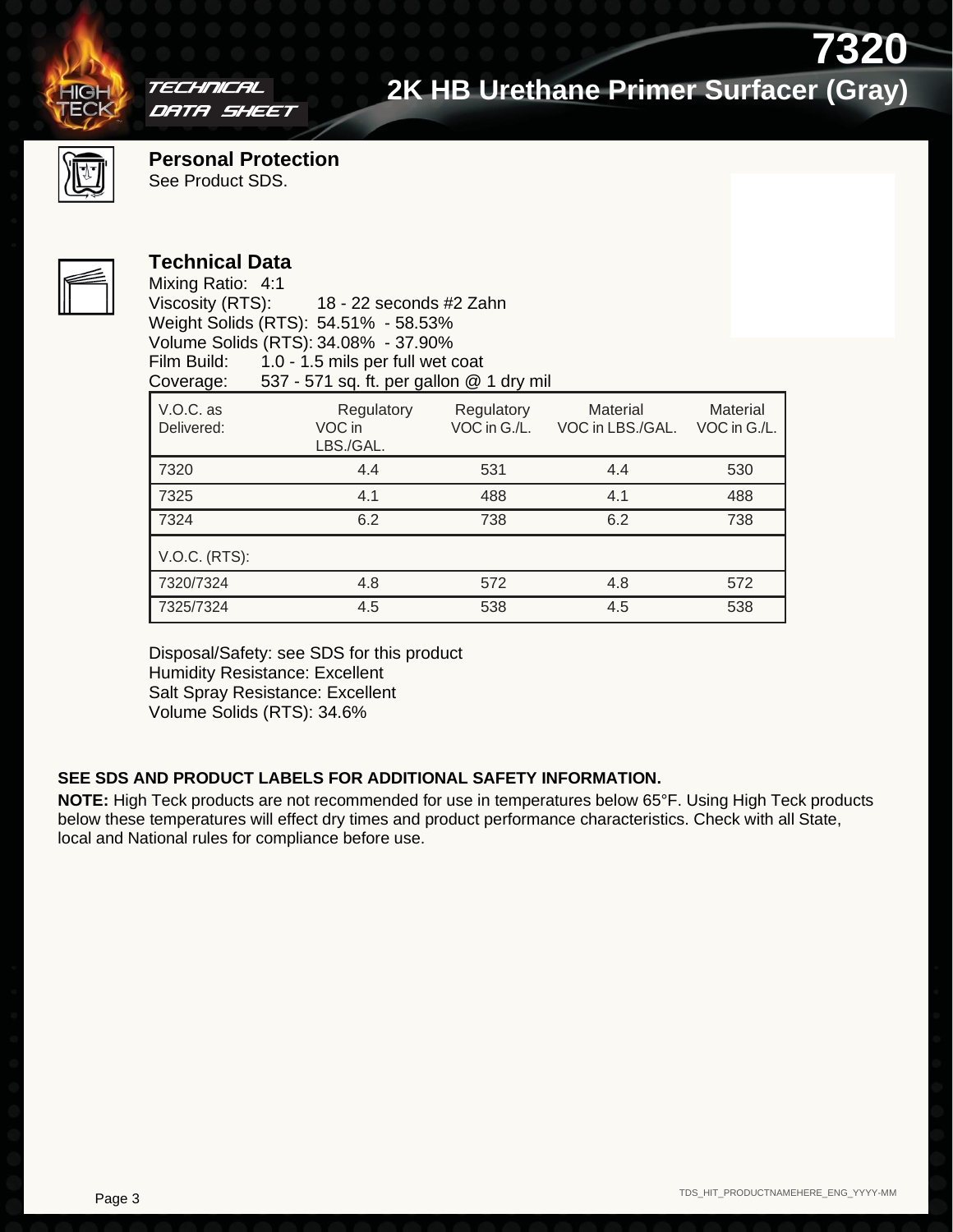## Personal Protection

See Product SDS.

## Technical Data

Mixing Ratio: 4:1
Viscosity (RTS): 18 - 22 seconds #2 Zahn
Weight Solids (RTS): 54.51% - 58.53%
Volume Solids (RTS): 34.08% - 37.90%
Film Build: 1.0 - 1.5 mils per full wet coat
Coverage: 537 - 571 sq. ft. per gallon @ 1 dry mil

| V.O.C. as Delivered: | Regulatory VOC in LBS./GAL. | Regulatory VOC in G./L. | Material VOC in LBS./GAL. | Material VOC in G./L. |
|---|---|---|---|---|
| 7320 | 4.4 | 531 | 4.4 | 530 |
| 7325 | 4.1 | 488 | 4.1 | 488 |
| 7324 | 6.2 | 738 | 6.2 | 738 |
| V.O.C. (RTS): | | | | |
| 7320/7324 | 4.8 | 572 | 4.8 | 572 |
| 7325/7324 | 4.5 | 538 | 4.5 | 538 |

Disposal/Safety: see SDS for this product
Humidity Resistance: Excellent
Salt Spray Resistance: Excellent
Volume Solids (RTS): 34.6%

**SEE SDS AND PRODUCT LABELS FOR ADDITIONAL SAFETY INFORMATION.**

**NOTE:** High Teck products are not recommended for use in temperatures below 65°F. Using High Teck products below these temperatures will effect dry times and product performance characteristics. Check with all State, local and National rules for compliance before use.